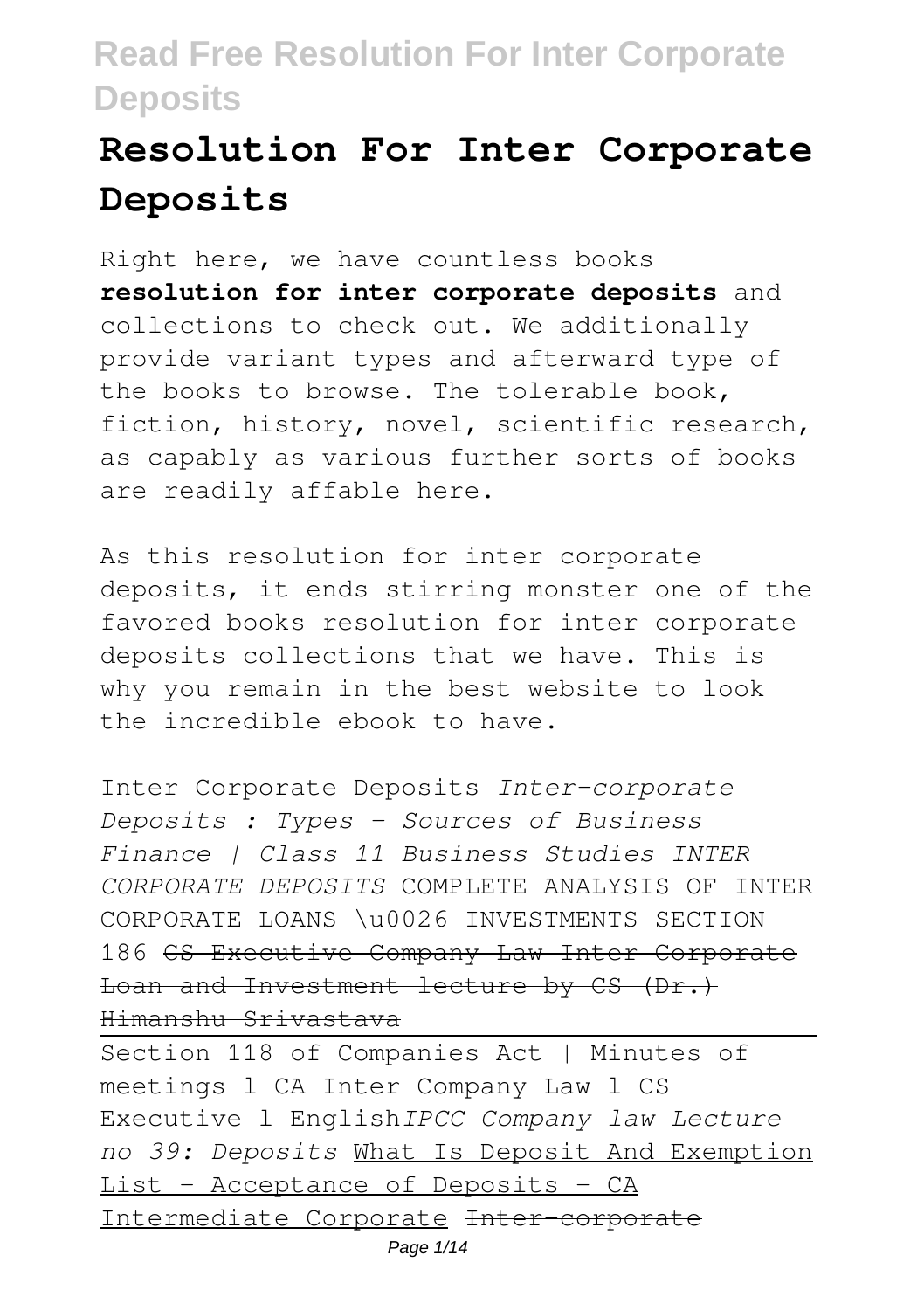# Resolution For Inter Corporate Deposits

Right here, we have countless books **resolution for inter corporate deposits** and collections to check out. We additionally provide variant types and afterward type of the books to browse. The tolerable book, fiction, history, novel, scientific research, as capably as various further sorts of books are readily affable here.

As this resolution for inter corporate deposits, it ends stirring monster one of the favored books resolution for inter corporate deposits collections that we have. This is why you remain in the best website to look the incredible ebook to have.

Inter Corporate Deposits *Inter-corporate Deposits : Types - Sources of Business Finance | Class 11 Business Studies INTER CORPORATE DEPOSITS* COMPLETE ANALYSIS OF INTER CORPORATE LOANS \u0026 INVESTMENTS SECTION 186 ~~CS Executive Company Law Inter Corporate Loan and Investment lecture by CS (Dr.) Himanshu Srivastava~~

Section 118 of Companies Act | Minutes of meetings l CA Inter Company Law l CS Executive l English*IPCC Company law Lecture no 39: Deposits* What Is Deposit And Exemption List - Acceptance of Deposits - CA Intermediate Corporate ~~Inter-corporate~~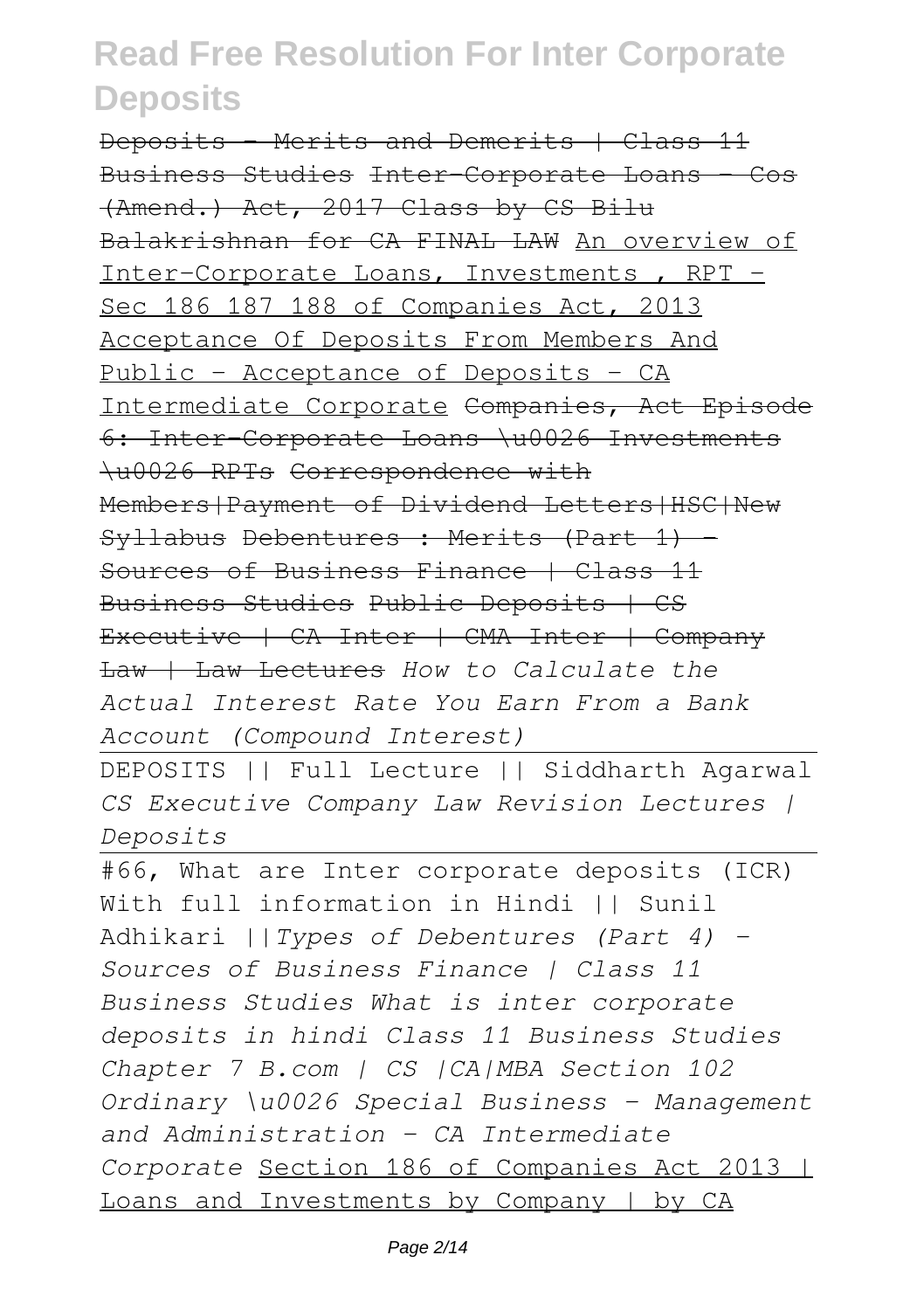Deposits - Merits and Demerits | Class 11 Business Studies Inter-Corporate Loans - Cos (Amend.) Act, 2017 Class by CS Bilu Balakrishnan for CA FINAL LAW An overview of Inter-Corporate Loans, Investments , RPT - Sec 186 187 188 of Companies Act, 2013 Acceptance Of Deposits From Members And Public - Acceptance of Deposits - CA Intermediate Corporate Companies, Act Episode 6: Inter-Corporate Loans \u0026 Investments \u0026 RPTs Correspondence with Members|Payment of Dividend Letters|HSC|New Syllabus Debentures : Merits (Part 1) - Sources of Business Finance | Class 11 Business Studies Public Deposits | CS Executive | CA Inter | CMA Inter | Company Law | Law Lectures *How to Calculate the Actual Interest Rate You Earn From a Bank Account (Compound Interest)*

DEPOSITS || Full Lecture || Siddharth Agarwal *CS Executive Company Law Revision Lectures | Deposits*

#66, What are Inter corporate deposits (ICR) With full information in Hindi || Sunil Adhikari ||*Types of Debentures (Part 4) - Sources of Business Finance | Class 11 Business Studies What is inter corporate deposits in hindi Class 11 Business Studies Chapter 7 B.com | CS |CA|MBA Section 102 Ordinary \u0026 Special Business - Management and Administration - CA Intermediate Corporate* Section 186 of Companies Act 2013 | Loans and Investments by Company | by CA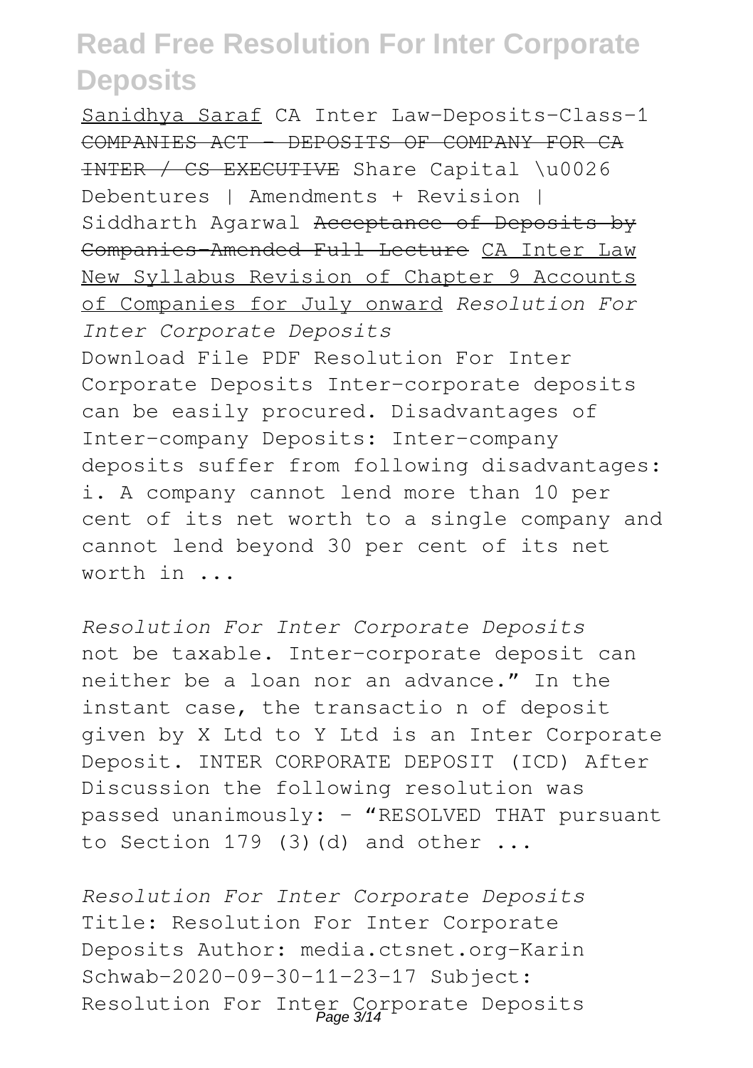Sanidhya Saraf CA Inter Law-Deposits-Class-1 ~~COMPANIES ACT - DEPOSITS OF COMPANY FOR CA INTER / CS EXECUTIVE~~ Share Capital \u0026 Debentures | Amendments + Revision | Siddharth Agarwal ~~Acceptance of Deposits by Companies-Amended Full Lecture~~ CA Inter Law New Syllabus Revision of Chapter 9 Accounts of Companies for July onward *Resolution For Inter Corporate Deposits*

Download File PDF Resolution For Inter Corporate Deposits Inter-corporate deposits can be easily procured. Disadvantages of Inter-company Deposits: Inter-company deposits suffer from following disadvantages: i. A company cannot lend more than 10 per cent of its net worth to a single company and cannot lend beyond 30 per cent of its net worth in ...

*Resolution For Inter Corporate Deposits*

not be taxable. Inter-corporate deposit can neither be a loan nor an advance." In the instant case, the transactio n of deposit given by X Ltd to Y Ltd is an Inter Corporate Deposit. INTER CORPORATE DEPOSIT (ICD) After Discussion the following resolution was passed unanimously: - "RESOLVED THAT pursuant to Section 179 (3)(d) and other ...

*Resolution For Inter Corporate Deposits*

Title: Resolution For Inter Corporate Deposits Author: media.ctsnet.org-Karin Schwab-2020-09-30-11-23-17 Subject: Resolution For Inter Corporate Deposits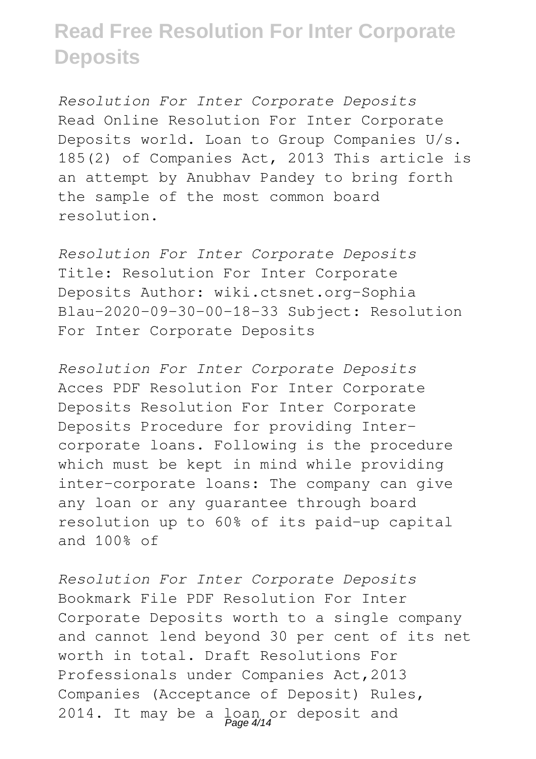*Resolution For Inter Corporate Deposits*

Read Online Resolution For Inter Corporate Deposits world. Loan to Group Companies U/s. 185(2) of Companies Act, 2013 This article is an attempt by Anubhav Pandey to bring forth the sample of the most common board resolution.

*Resolution For Inter Corporate Deposits*

Title: Resolution For Inter Corporate Deposits Author: wiki.ctsnet.org-Sophia Blau-2020-09-30-00-18-33 Subject: Resolution For Inter Corporate Deposits

*Resolution For Inter Corporate Deposits*

Acces PDF Resolution For Inter Corporate Deposits Resolution For Inter Corporate Deposits Procedure for providing Inter-corporate loans. Following is the procedure which must be kept in mind while providing inter-corporate loans: The company can give any loan or any guarantee through board resolution up to 60% of its paid-up capital and 100% of

*Resolution For Inter Corporate Deposits*

Bookmark File PDF Resolution For Inter Corporate Deposits worth to a single company and cannot lend beyond 30 per cent of its net worth in total. Draft Resolutions For Professionals under Companies Act,2013 Companies (Acceptance of Deposit) Rules, 2014. It may be a loan or deposit and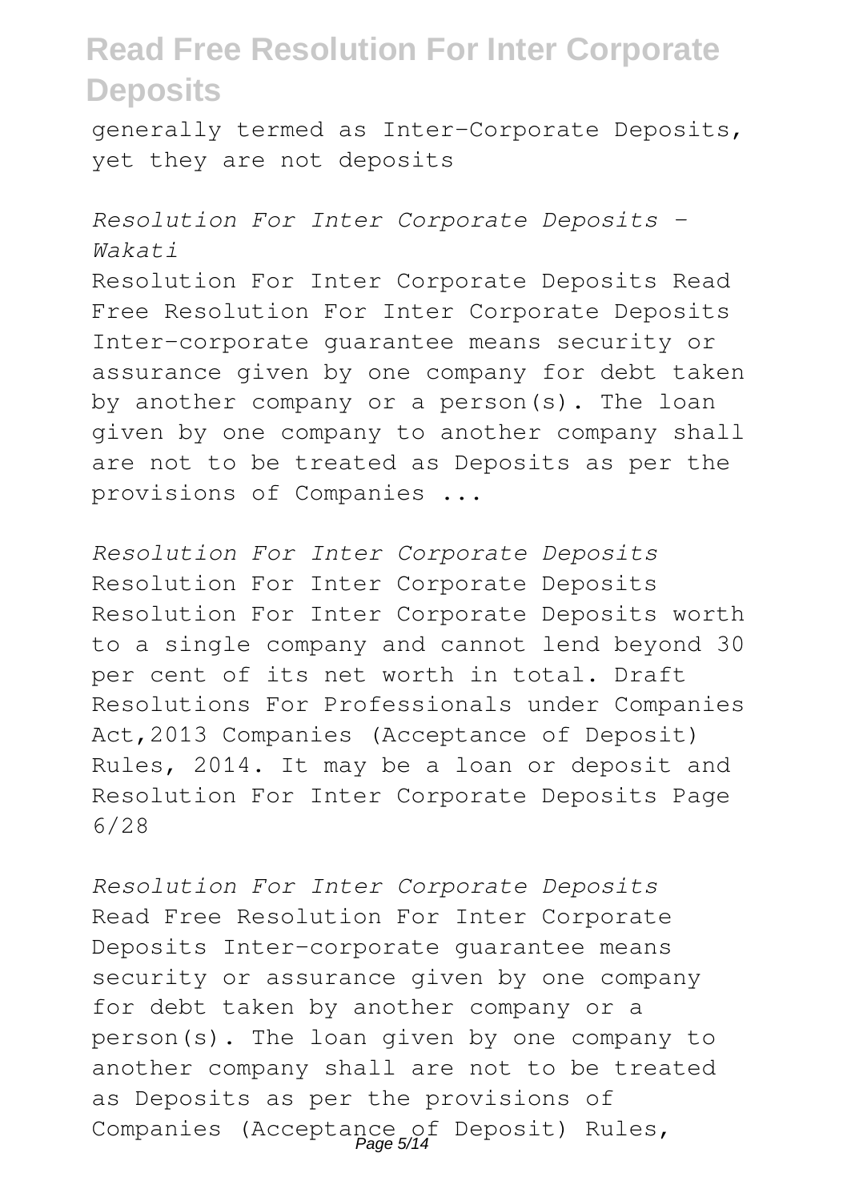generally termed as Inter-Corporate Deposits, yet they are not deposits

*Resolution For Inter Corporate Deposits - Wakati*

Resolution For Inter Corporate Deposits Read Free Resolution For Inter Corporate Deposits Inter-corporate guarantee means security or assurance given by one company for debt taken by another company or a person(s). The loan given by one company to another company shall are not to be treated as Deposits as per the provisions of Companies ...

*Resolution For Inter Corporate Deposits*

Resolution For Inter Corporate Deposits Resolution For Inter Corporate Deposits worth to a single company and cannot lend beyond 30 per cent of its net worth in total. Draft Resolutions For Professionals under Companies Act,2013 Companies (Acceptance of Deposit) Rules, 2014. It may be a loan or deposit and Resolution For Inter Corporate Deposits Page 6/28

*Resolution For Inter Corporate Deposits*

Read Free Resolution For Inter Corporate Deposits Inter-corporate guarantee means security or assurance given by one company for debt taken by another company or a person(s). The loan given by one company to another company shall are not to be treated as Deposits as per the provisions of Companies (Acceptance of Deposit) Rules,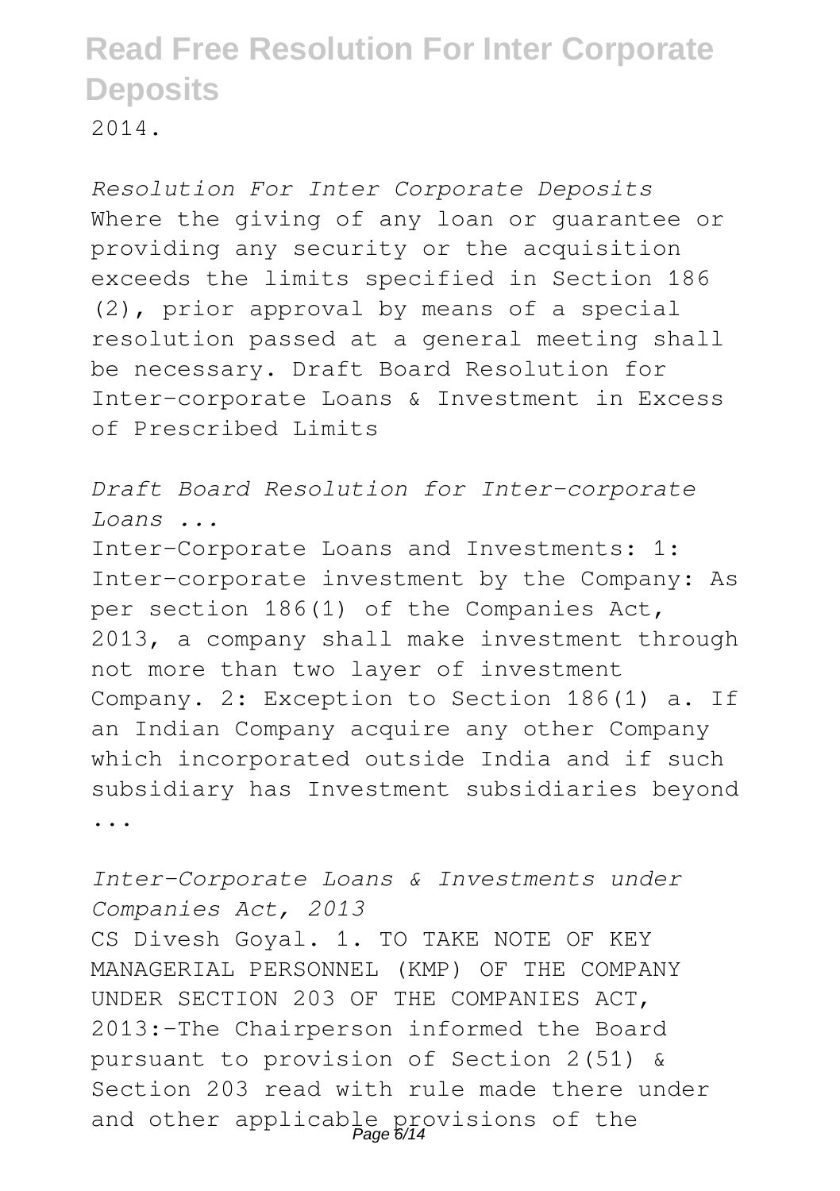2014.

*Resolution For Inter Corporate Deposits*

Where the giving of any loan or guarantee or providing any security or the acquisition exceeds the limits specified in Section 186 (2), prior approval by means of a special resolution passed at a general meeting shall be necessary. Draft Board Resolution for Inter-corporate Loans & Investment in Excess of Prescribed Limits

*Draft Board Resolution for Inter-corporate Loans ...*

Inter-Corporate Loans and Investments: 1: Inter-corporate investment by the Company: As per section 186(1) of the Companies Act, 2013, a company shall make investment through not more than two layer of investment Company. 2: Exception to Section 186(1) a. If an Indian Company acquire any other Company which incorporated outside India and if such subsidiary has Investment subsidiaries beyond ...

*Inter-Corporate Loans & Investments under Companies Act, 2013*

CS Divesh Goyal. 1. TO TAKE NOTE OF KEY MANAGERIAL PERSONNEL (KMP) OF THE COMPANY UNDER SECTION 203 OF THE COMPANIES ACT, 2013:-The Chairperson informed the Board pursuant to provision of Section 2(51) & Section 203 read with rule made there under and other applicable provisions of the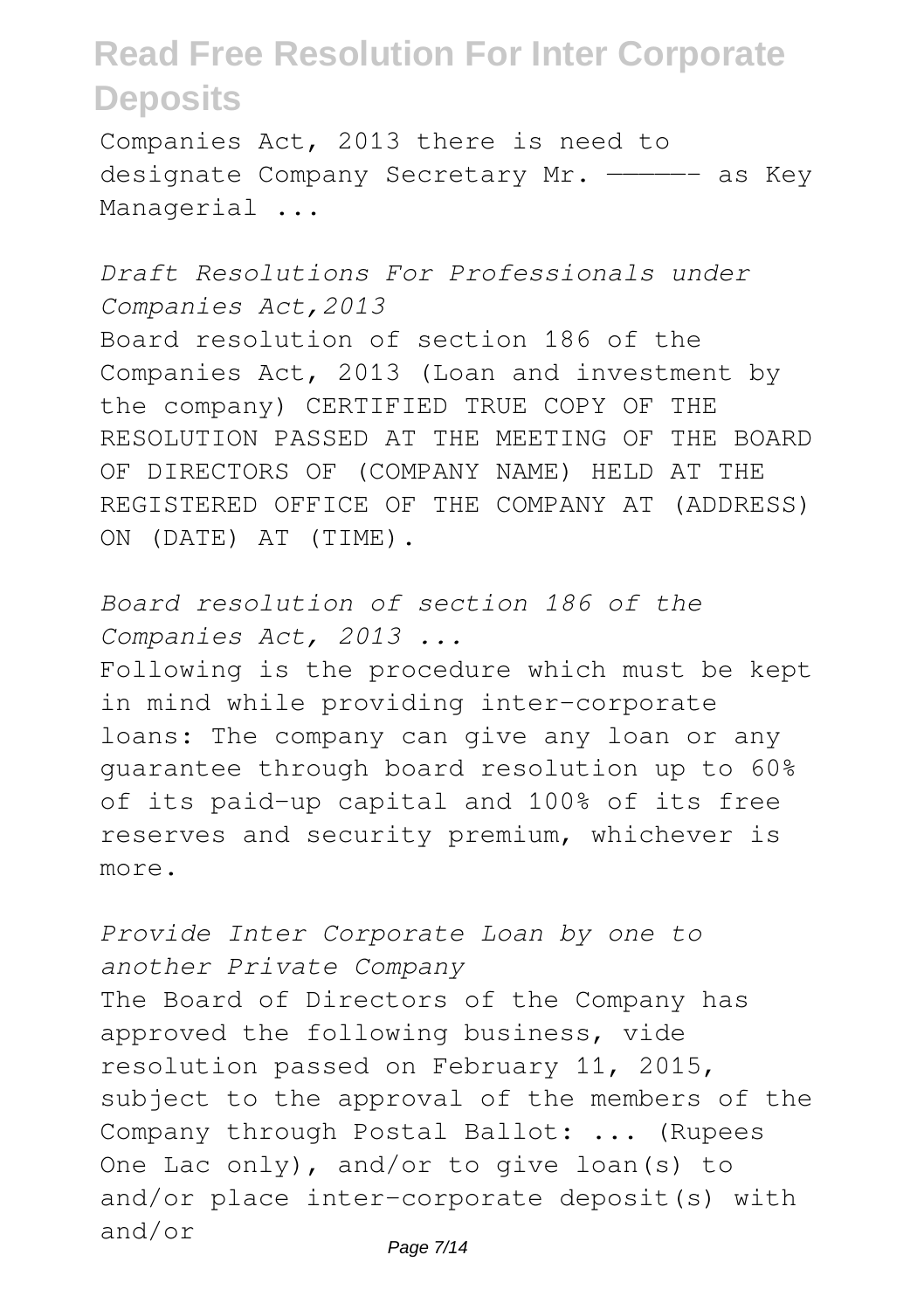Companies Act, 2013 there is need to designate Company Secretary Mr. ———–- as Key Managerial ...

*Draft Resolutions For Professionals under Companies Act,2013*

Board resolution of section 186 of the Companies Act, 2013 (Loan and investment by the company) CERTIFIED TRUE COPY OF THE RESOLUTION PASSED AT THE MEETING OF THE BOARD OF DIRECTORS OF (COMPANY NAME) HELD AT THE REGISTERED OFFICE OF THE COMPANY AT (ADDRESS) ON (DATE) AT (TIME).

*Board resolution of section 186 of the Companies Act, 2013 ...*

Following is the procedure which must be kept in mind while providing inter-corporate loans: The company can give any loan or any guarantee through board resolution up to 60% of its paid-up capital and 100% of its free reserves and security premium, whichever is more.

*Provide Inter Corporate Loan by one to another Private Company*

The Board of Directors of the Company has approved the following business, vide resolution passed on February 11, 2015, subject to the approval of the members of the Company through Postal Ballot: ... (Rupees One Lac only), and/or to give loan(s) to and/or place inter-corporate deposit(s) with and/or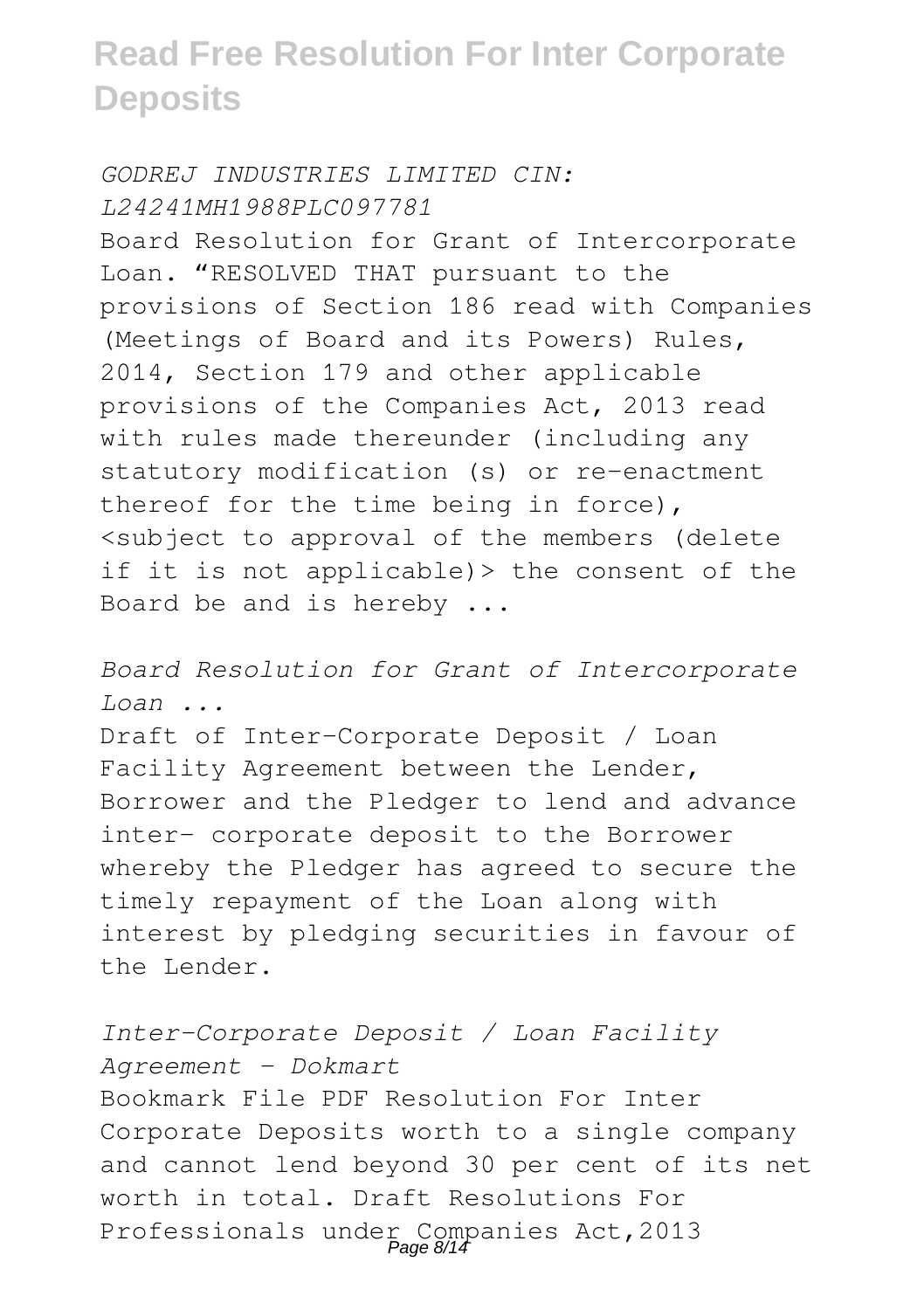*GODREJ INDUSTRIES LIMITED CIN: L24241MH1988PLC097781*

Board Resolution for Grant of Intercorporate Loan. "RESOLVED THAT pursuant to the provisions of Section 186 read with Companies (Meetings of Board and its Powers) Rules, 2014, Section 179 and other applicable provisions of the Companies Act, 2013 read with rules made thereunder (including any statutory modification (s) or re-enactment thereof for the time being in force), <subject to approval of the members (delete if it is not applicable)> the consent of the Board be and is hereby ...

*Board Resolution for Grant of Intercorporate Loan ...*

Draft of Inter-Corporate Deposit / Loan Facility Agreement between the Lender, Borrower and the Pledger to lend and advance inter- corporate deposit to the Borrower whereby the Pledger has agreed to secure the timely repayment of the Loan along with interest by pledging securities in favour of the Lender.

*Inter-Corporate Deposit / Loan Facility Agreement - Dokmart*

Bookmark File PDF Resolution For Inter Corporate Deposits worth to a single company and cannot lend beyond 30 per cent of its net worth in total. Draft Resolutions For Professionals under Companies Act,2013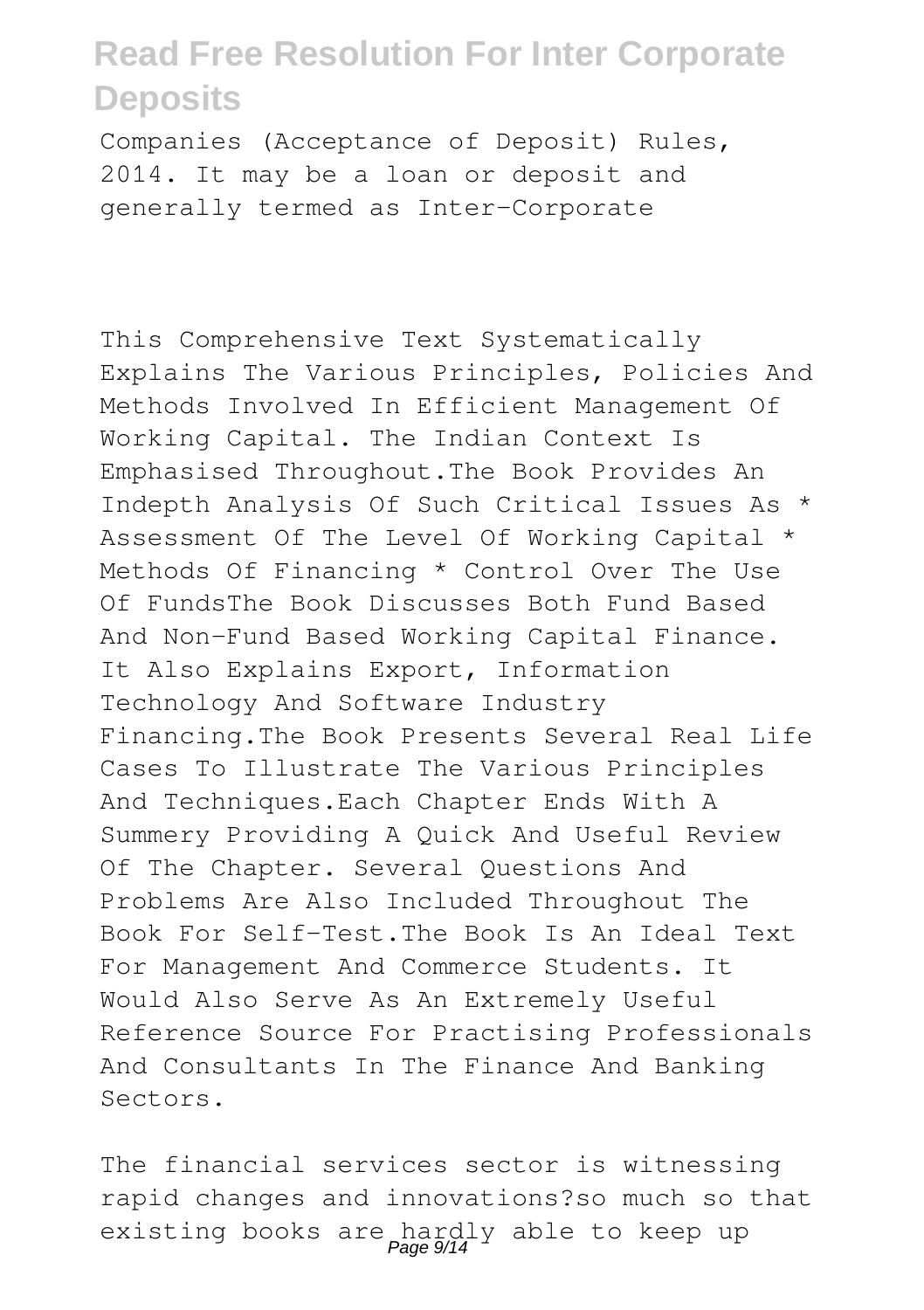Companies (Acceptance of Deposit) Rules, 2014. It may be a loan or deposit and generally termed as Inter-Corporate

This Comprehensive Text Systematically Explains The Various Principles, Policies And Methods Involved In Efficient Management Of Working Capital. The Indian Context Is Emphasised Throughout.The Book Provides An Indepth Analysis Of Such Critical Issues As * Assessment Of The Level Of Working Capital * Methods Of Financing * Control Over The Use Of FundsThe Book Discusses Both Fund Based And Non-Fund Based Working Capital Finance. It Also Explains Export, Information Technology And Software Industry Financing.The Book Presents Several Real Life Cases To Illustrate The Various Principles And Techniques.Each Chapter Ends With A Summery Providing A Quick And Useful Review Of The Chapter. Several Questions And Problems Are Also Included Throughout The Book For Self-Test.The Book Is An Ideal Text For Management And Commerce Students. It Would Also Serve As An Extremely Useful Reference Source For Practising Professionals And Consultants In The Finance And Banking Sectors.

The financial services sector is witnessing rapid changes and innovations?so much so that existing books are hardly able to keep up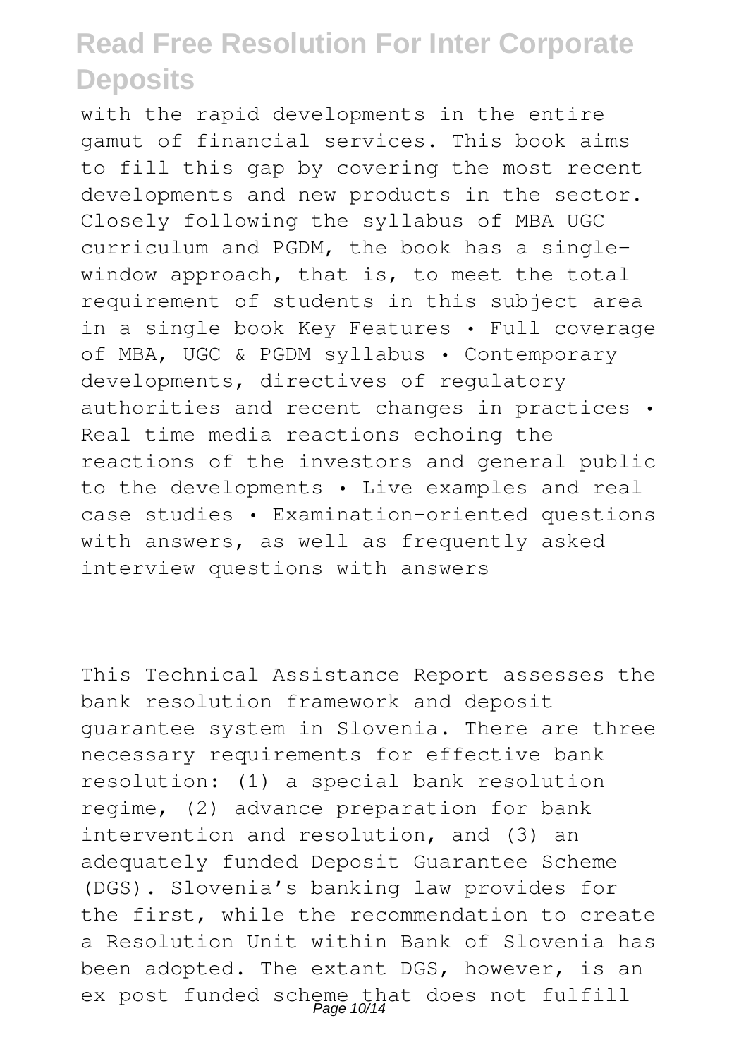with the rapid developments in the entire gamut of financial services. This book aims to fill this gap by covering the most recent developments and new products in the sector. Closely following the syllabus of MBA UGC curriculum and PGDM, the book has a single-window approach, that is, to meet the total requirement of students in this subject area in a single book Key Features • Full coverage of MBA, UGC & PGDM syllabus • Contemporary developments, directives of regulatory authorities and recent changes in practices • Real time media reactions echoing the reactions of the investors and general public to the developments • Live examples and real case studies • Examination-oriented questions with answers, as well as frequently asked interview questions with answers

This Technical Assistance Report assesses the bank resolution framework and deposit guarantee system in Slovenia. There are three necessary requirements for effective bank resolution: (1) a special bank resolution regime, (2) advance preparation for bank intervention and resolution, and (3) an adequately funded Deposit Guarantee Scheme (DGS). Slovenia's banking law provides for the first, while the recommendation to create a Resolution Unit within Bank of Slovenia has been adopted. The extant DGS, however, is an ex post funded scheme that does not fulfill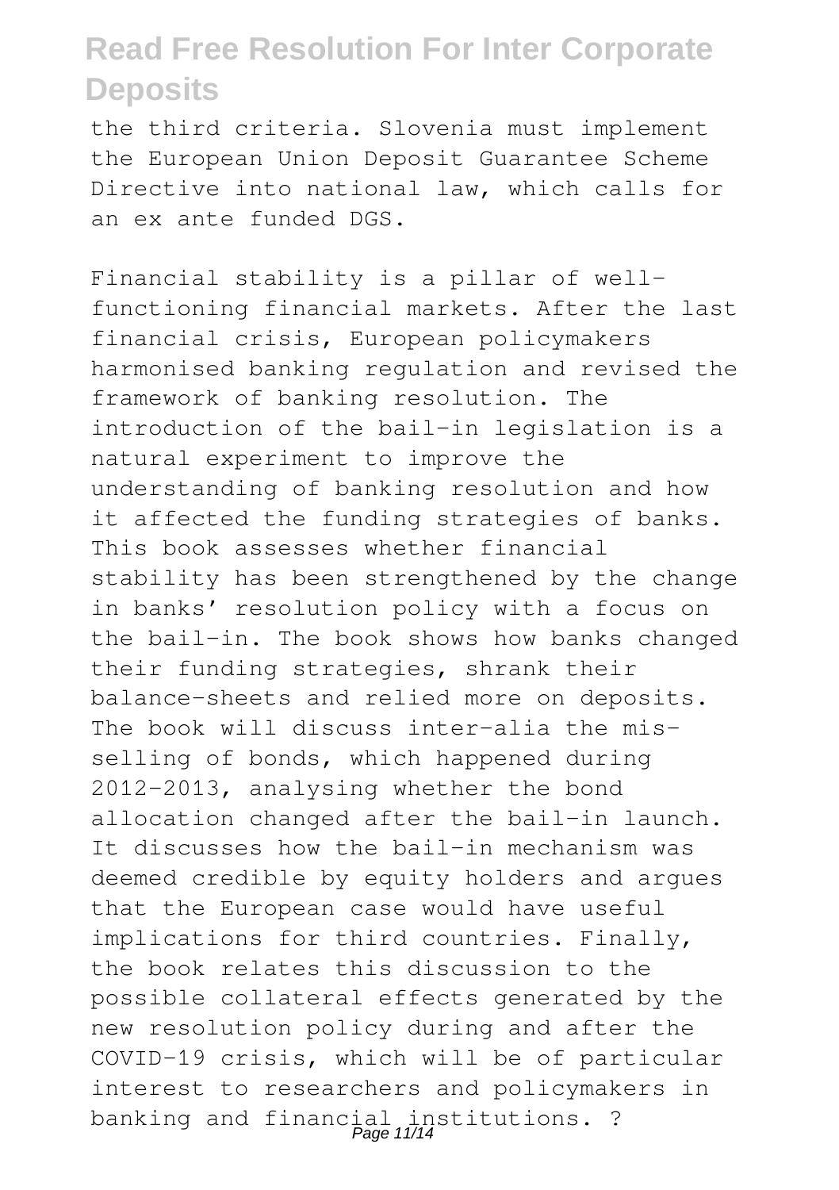the third criteria. Slovenia must implement the European Union Deposit Guarantee Scheme Directive into national law, which calls for an ex ante funded DGS.

Financial stability is a pillar of well-functioning financial markets. After the last financial crisis, European policymakers harmonised banking regulation and revised the framework of banking resolution. The introduction of the bail-in legislation is a natural experiment to improve the understanding of banking resolution and how it affected the funding strategies of banks. This book assesses whether financial stability has been strengthened by the change in banks' resolution policy with a focus on the bail-in. The book shows how banks changed their funding strategies, shrank their balance-sheets and relied more on deposits. The book will discuss inter-alia the mis-selling of bonds, which happened during 2012-2013, analysing whether the bond allocation changed after the bail-in launch. It discusses how the bail-in mechanism was deemed credible by equity holders and argues that the European case would have useful implications for third countries. Finally, the book relates this discussion to the possible collateral effects generated by the new resolution policy during and after the COVID-19 crisis, which will be of particular interest to researchers and policymakers in banking and financial institutions. ?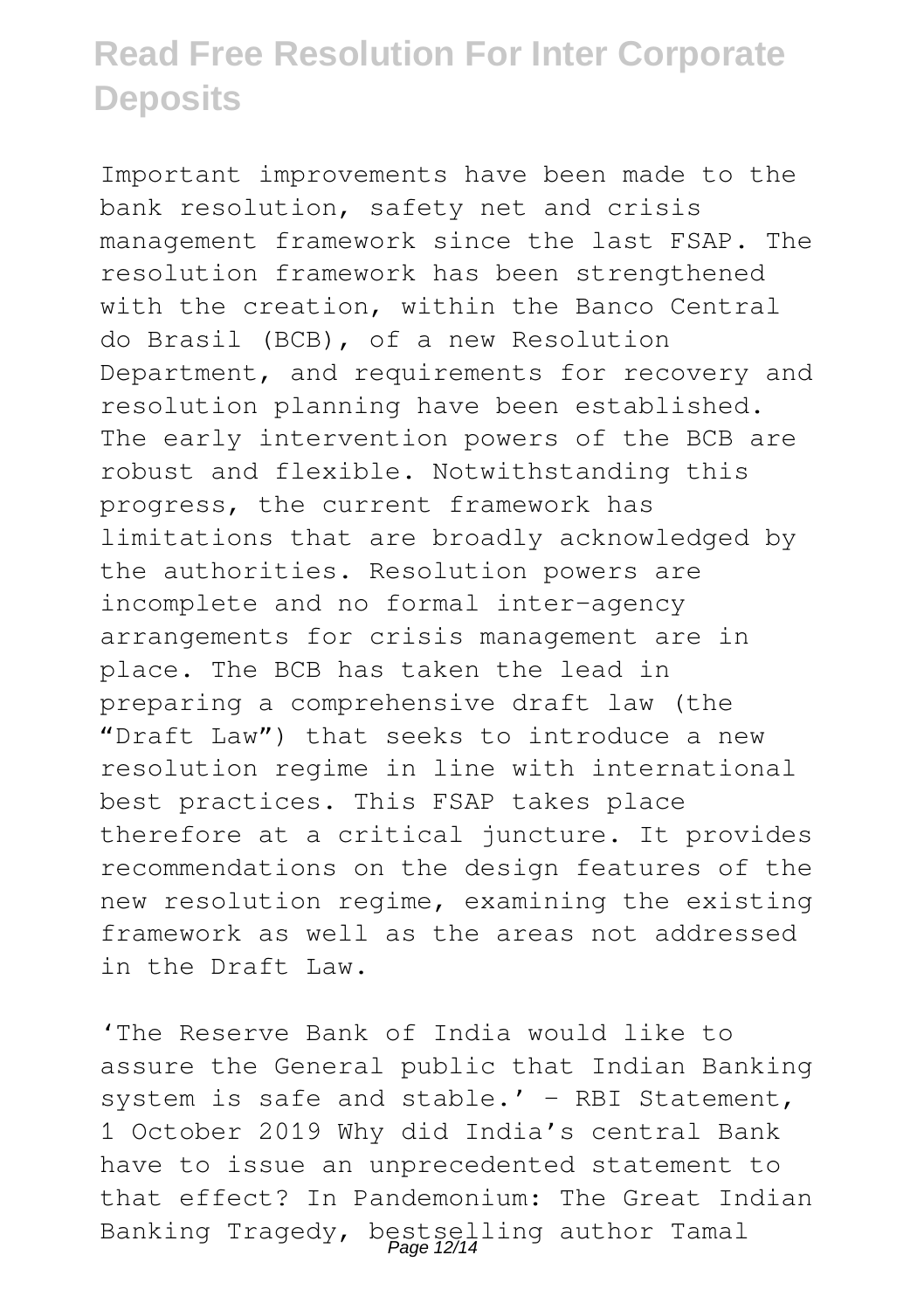Important improvements have been made to the bank resolution, safety net and crisis management framework since the last FSAP. The resolution framework has been strengthened with the creation, within the Banco Central do Brasil (BCB), of a new Resolution Department, and requirements for recovery and resolution planning have been established. The early intervention powers of the BCB are robust and flexible. Notwithstanding this progress, the current framework has limitations that are broadly acknowledged by the authorities. Resolution powers are incomplete and no formal inter-agency arrangements for crisis management are in place. The BCB has taken the lead in preparing a comprehensive draft law (the "Draft Law") that seeks to introduce a new resolution regime in line with international best practices. This FSAP takes place therefore at a critical juncture. It provides recommendations on the design features of the new resolution regime, examining the existing framework as well as the areas not addressed in the Draft Law.

'The Reserve Bank of India would like to assure the General public that Indian Banking system is safe and stable.' - RBI Statement, 1 October 2019 Why did India's central Bank have to issue an unprecedented statement to that effect? In Pandemonium: The Great Indian Banking Tragedy, bestselling author Tamal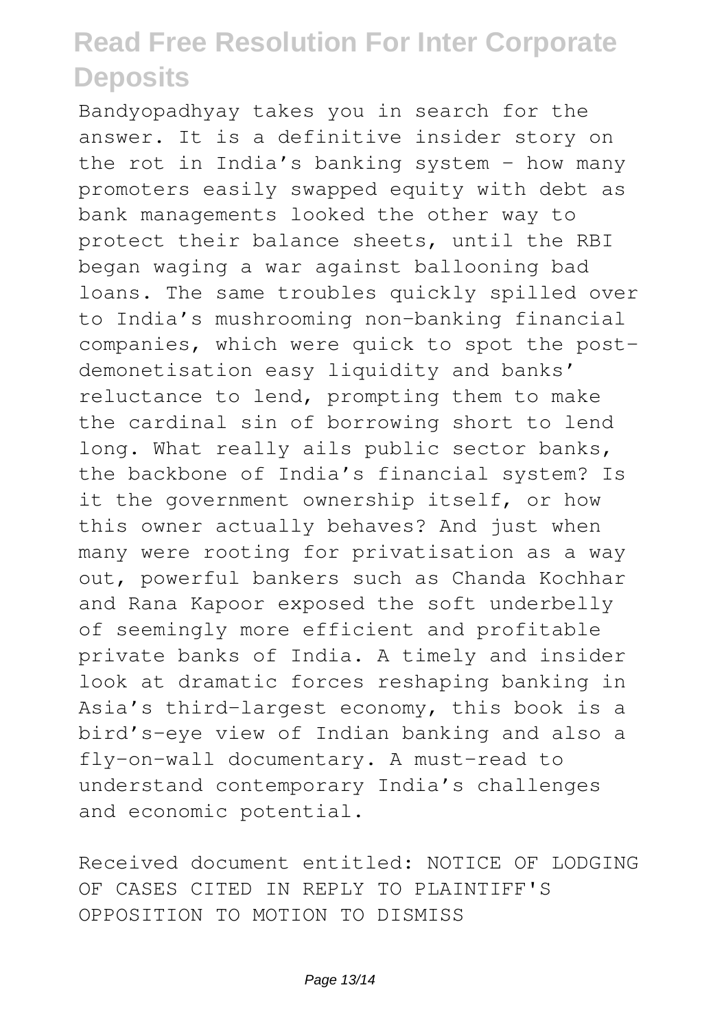Bandyopadhyay takes you in search for the answer. It is a definitive insider story on the rot in India's banking system - how many promoters easily swapped equity with debt as bank managements looked the other way to protect their balance sheets, until the RBI began waging a war against ballooning bad loans. The same troubles quickly spilled over to India's mushrooming non-banking financial companies, which were quick to spot the post-demonetisation easy liquidity and banks' reluctance to lend, prompting them to make the cardinal sin of borrowing short to lend long. What really ails public sector banks, the backbone of India's financial system? Is it the government ownership itself, or how this owner actually behaves? And just when many were rooting for privatisation as a way out, powerful bankers such as Chanda Kochhar and Rana Kapoor exposed the soft underbelly of seemingly more efficient and profitable private banks of India. A timely and insider look at dramatic forces reshaping banking in Asia's third-largest economy, this book is a bird's-eye view of Indian banking and also a fly-on-wall documentary. A must-read to understand contemporary India's challenges and economic potential.

Received document entitled: NOTICE OF LODGING OF CASES CITED IN REPLY TO PLAINTIFF'S OPPOSITION TO MOTION TO DISMISS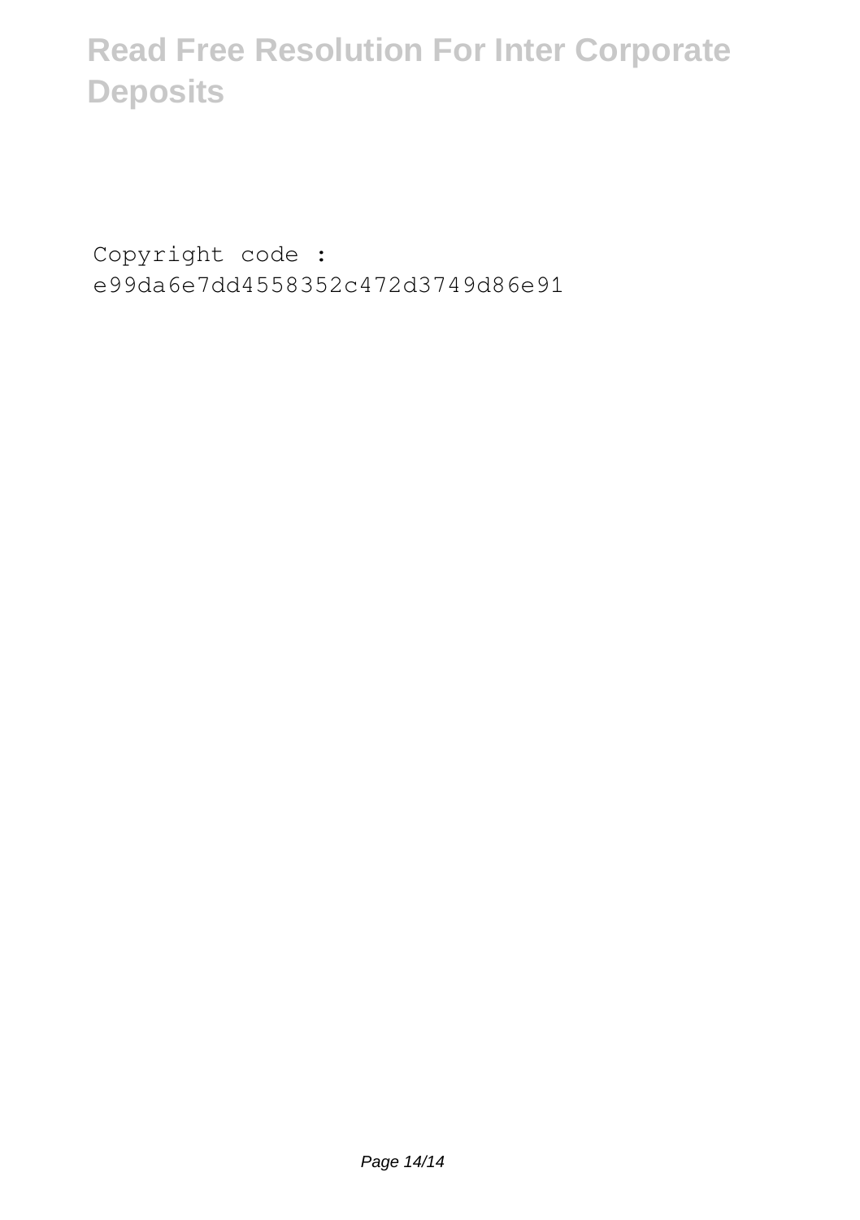Copyright code : e99da6e7dd4558352c472d3749d86e91